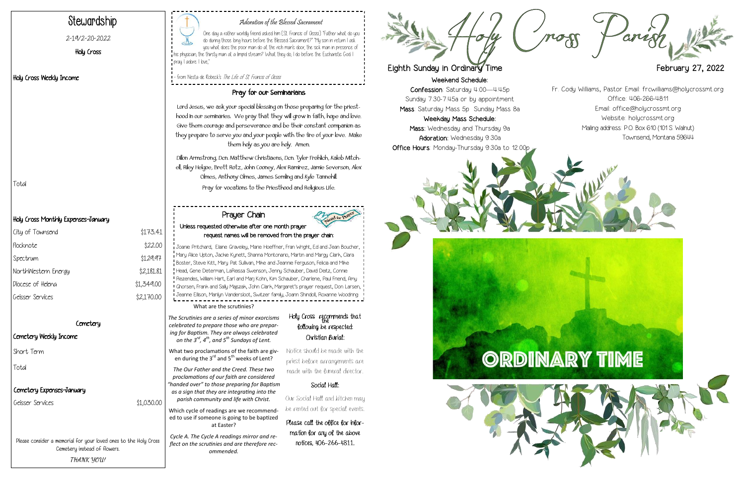# Stewardship

2-14/2-20-2022

Holy Cross

## Holy Cross Weekly Income

Total

## Holy Cross Monthly Expenses-January

| | |
|---|---|
| City of Townsend | $173.41 |
| Flocknote | $22.00 |
| Spectrum | $129.97 |
| NorthWestern Energy | $2,181.81 |
| Diocese of Helena | $1,349.00 |
| Geisser Services | $2,170.00 |

## Cemetery

### Cemetery Weekly Income

Short Term

Total

### Cemetery Expenses-January

| | |
|---|---|
| Geisser Services | $1,030.00 |

Please consider a memorial for your loved ones to the Holy Cross Cemetery instead of flowers.

*THANK YOU!*

### *Adoration of the Blessed Sacrament*

One day a rather worldly friend asked him [St. Francis of Assisi] "Father what do you do during those long hours before the Blessed Sacrament?" "My son in return I ask you what does the poor man do at the rich man's door, the sick man in presence of his physician, the thirsty man at a limpid stream? What they do, I do before the Eucharistic God. I pray. I adore. I love."

- from Nesta de Robeck's *The Life of St. Francis of Assisi*

## Pray for our Seminarians

Lord Jesus, we ask your special blessing on those preparing for the priesthood in our seminaries. We pray that they will grow in faith, hope and love. Give them courage and perseverance and be their constant companion as they prepare to serve you and your people with the fire of your love. Make them holy as you are holy. Amen.

Dillon Armstrong, Dcn. Matthew Christiaens, Dcn. Tyler Frohlich, Kaleb Mitchell, Riley Helgoe, Brett Rotz, John Cooney, Alex Ramirez, Jamie Severson, Alex Olmes, Anthony Olmes, James Semling and Kyle Tannehill.

Pray for vocations to the Priesthood and Religious Life.

## Prayer Chain

**Unless requested otherwise after one month prayer request names will be removed from the prayer chain:**

Joanie Pritchard, Elaine Graveley, Marie Hoeffner, Fran Wright, Ed and Jean Boucher, Mary Alice Upton, Jackie Kynett, Shanna Montonario, Martin and Margy Clark, Clara Boster, Steve Kitt, Mary Pat Sullivan, Mike and Jeannie Ferguson, Felicia and Mike Head, Gene Determan, LaReissa Swenson, Jenny Schauber, David Deitz, Connie Rezendes, William Hart, Earl and Marj Kohn, Kim Schauber, Charlene, Paul Friend, Amy Ghorsen, Frank and Sally Majszak, John Clark, Margaret's prayer request, Don Larsen, Jeanne Ellison, Marilyn Vandersloot, Switzer family, Joann Shindoll, Roxanne Woodring

What are the scrutinies?

*The Scrutinies are a series of minor exorcisms celebrated to prepare those who are preparing for Baptism. They are always celebrated on the 3rd, 4th, and 5th Sundays of Lent.*

What two proclamations of the faith are given during the 3rd and 5th weeks of Lent?

*The Our Father and the Creed. These two proclamations of our faith are considered "handed over" to those preparing for Baptism as a sign that they are integrating into the parish community and life with Christ.*

Which cycle of readings are we recommended to use if someone is going to be baptized at Easter?

*Cycle A. The Cycle A readings mirror and reflect on the scrutinies and are therefore recommended.*

Holy Cross recommends that the following be respected:

Christian Burial:

Notice should be made with the priest before arrangements are made with the funeral director.

Social Hall:

Our Social Hall and kitchen may be rented out for special events.

Please call the office for information for any of the above notices, 406-266-4811.

# Holy Cross Parish

## Eighth Sunday in Ordinary Time

## February 27, 2022

**Weekend Schedule:**

**Confession**: Saturday 4:00—4:45p
Sunday 7:30-7:45a or by appointment

**Mass**: Saturday Mass 5p Sunday Mass 8a

**Weekday Mass Schedule:**

**Mass**: Wednesday and Thursday 9a

**Adoration**: Wednesday 9:30a

**Office Hours**: Monday-Thursday 9:30a to 12:00p

Fr. Cody Williams, Pastor Email: frcwilliams@holycrossmt.org
Office: 406-266-4811
Email: office@holycrossmt.org
Website: holycrossmt.org
Mailing address: P.O. Box 610 (101 S. Walnut)
Townsend, Montana 59644

ORDINARY TIME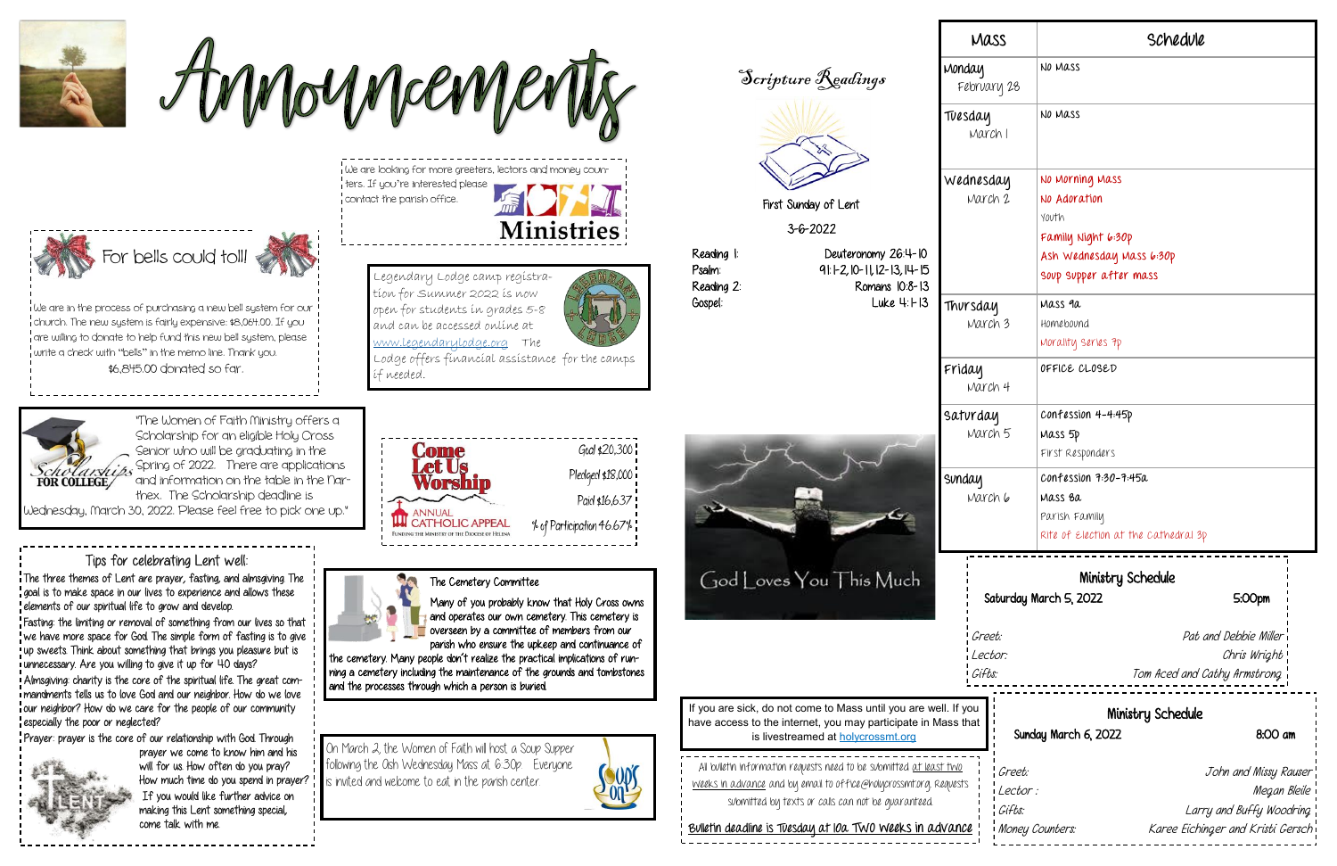# Announcements

We are looking for more greeters, lectors and money counters. If you're interested please contact the parish office.

**Ministries**

## For bells could toll!

We are in the process of purchasing a new bell system for our church. The new system is fairly expensive: $8,064.00. If you are willing to donate to help fund this new bell system, please write a check with "bells" in the memo line. Thank you.

$6,845.00 donated so far.

Legendary Lodge camp registration for Summer 2022 is now open for students in grades 5-8 and can be accessed online at www.legendarylodge.org. The Lodge offers financial assistance for the camps if needed.

"The Women of Faith Ministry offers a Scholarship for an eligible Holy Cross Senior who will be graduating in the Spring of 2022. There are applications and information on the table in the Narthex. The Scholarship deadline is Wednesday, March 30, 2022. Please feel free to pick one up."

**Come Let Us Worship** — Annual Catholic Appeal, Funding the Ministry of the Diocese of Helena

Goal $20,300
Pledged $18,000
Paid $16,637
% of Participation 46.67%

## Tips for celebrating Lent well:

The three themes of Lent are prayer, fasting, and almsgiving. The goal is to make space in our lives to experience and allows these elements of our spiritual life to grow and develop.

Fasting: the limiting or removal of something from our lives so that we have more space for God. The simple form of fasting is to give up sweets. Think about something that brings you pleasure but is unnecessary. Are you willing to give it up for 40 days?

Almsgiving: charity is the core of the spiritual life. The great commandments tells us to love God and our neighbor. How do we love our neighbor? How do we care for the people of our community especially the poor or neglected?

Prayer: prayer is the core of our relationship with God. Through prayer we come to know him and his will for us. How often do you pray? How much time do you spend in prayer? If you would like further advice on making this Lent something special, come talk with me.

## The Cemetery Committee

Many of you probably know that Holy Cross owns and operates our own cemetery. This cemetery is overseen by a committee of members from our parish who ensure the upkeep and continuance of the cemetery. Many people don't realize the practical implications of running a cemetery including the maintenance of the grounds and tombstones and the processes through which a person is buried.

On March 2, the Women of Faith will host a Soup Supper following the Ash Wednesday Mass at 6:30p. Everyone is invited and welcome to eat in the parish center.

## Scripture Readings

First Sunday of Lent

3-6-2022

| | |
|---|---|
| Reading 1: | Deuteronomy 26:4-10 |
| Psalm: | 91:1-2, 10-11, 12-13, 14-15 |
| Reading 2: | Romans 10:8-13 |
| Gospel: | Luke 4:1-13 |

God Loves You This Much

If you are sick, do not come to Mass until you are well. If you have access to the internet, you may participate in Mass that is livestreamed at holycrossmt.org

All bulletin information requests need to be submitted at least two weeks in advance and by email to office@holycrossmt.org. Requests submitted by texts or calls can not be guaranteed.

Bulletin deadline is Tuesday at 10a. TWO weeks in advance

| Mass | Schedule |
|---|---|
| Monday February 28 | No Mass |
| Tuesday March 1 | No Mass |
| Wednesday March 2 | No Morning Mass<br>No Adoration<br>Youth<br>Family Night 6:30p<br>Ash Wednesday Mass 6:30p<br>Soup Supper after mass |
| Thursday March 3 | Mass 9a<br>Homebound<br>Morality Series 7p |
| Friday March 4 | OFFICE CLOSED |
| Saturday March 5 | Confession 4-4:45p<br>Mass 5p<br>First Responders |
| Sunday March 6 | Confession 7:30-7:45a<br>Mass 8a<br>Parish Family<br>Rite of Election at the Cathedral 3p |

## Ministry Schedule

Saturday March 5, 2022 — 5:00pm

| | |
|---|---|
| Greet: | Pat and Debbie Miller |
| Lector: | Chris Wright |
| Gifts: | Tom Aced and Cathy Armstrong |

## Ministry Schedule

Sunday March 6, 2022 — 8:00 am

| | |
|---|---|
| Greet: | John and Missy Rauser |
| Lector: | Megan Bleile |
| Gifts: | Larry and Buffy Woodring |
| Money Counters: | Karee Eichinger and Kristi Gersch |